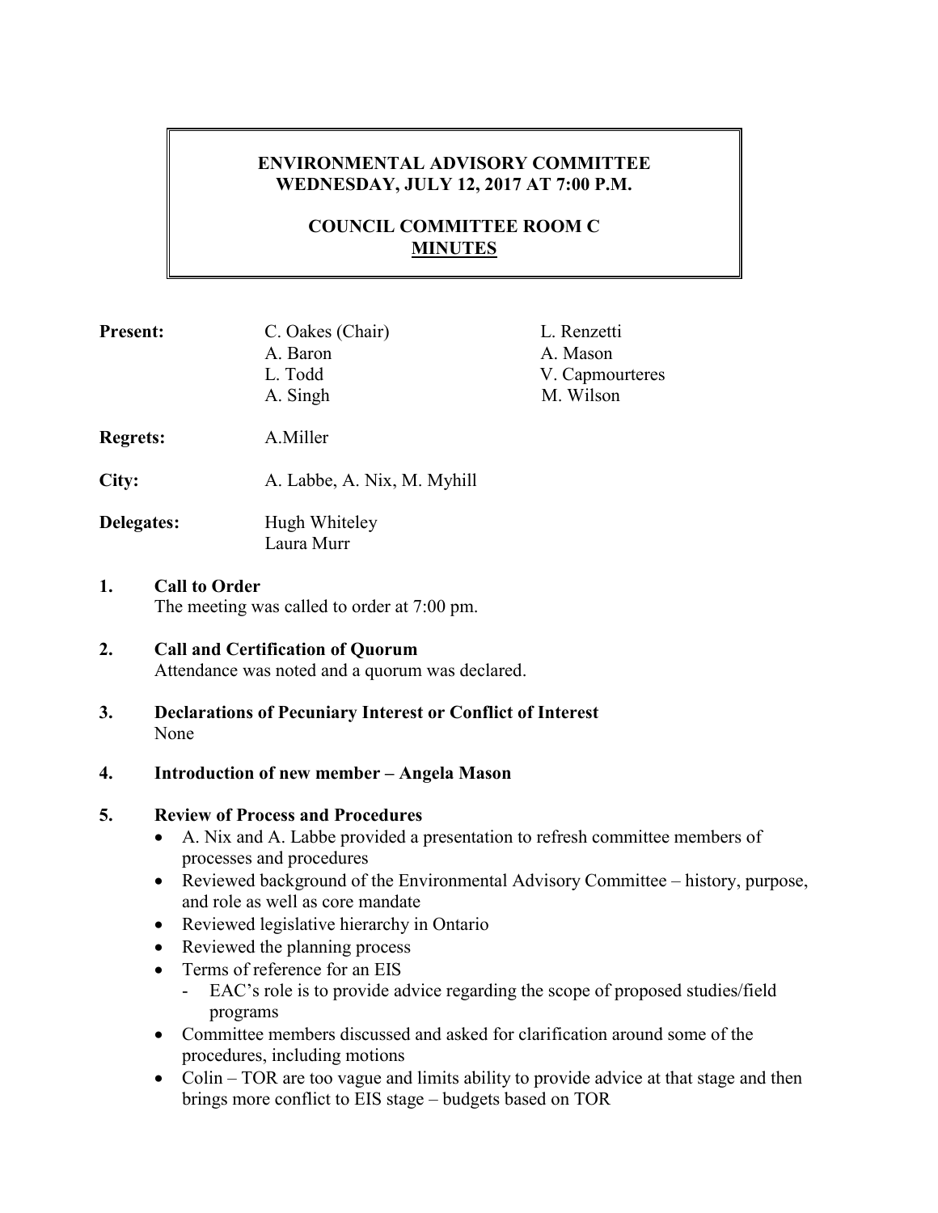# ENVIRONMENTAL ADVISORY COMMITTEE
## WEDNESDAY, JULY 12, 2017 AT 7:00 P.M.

## COUNCIL COMMITTEE ROOM C
## MINUTES

| | | |
|---|---|---|
| **Present:** | C. Oakes (Chair) | L. Renzetti |
| | A. Baron | A. Mason |
| | L. Todd | V. Capmourteres |
| | A. Singh | M. Wilson |
| **Regrets:** | A.Miller | |
| **City:** | A. Labbe, A. Nix, M. Myhill | |
| **Delegates:** | Hugh Whiteley | |
| | Laura Murr | |

**1. Call to Order**
The meeting was called to order at 7:00 pm.

**2. Call and Certification of Quorum**
Attendance was noted and a quorum was declared.

**3. Declarations of Pecuniary Interest or Conflict of Interest**
None

**4. Introduction of new member – Angela Mason**

**5. Review of Process and Procedures**

- A. Nix and A. Labbe provided a presentation to refresh committee members of processes and procedures
- Reviewed background of the Environmental Advisory Committee – history, purpose, and role as well as core mandate
- Reviewed legislative hierarchy in Ontario
- Reviewed the planning process
- Terms of reference for an EIS
  - EAC's role is to provide advice regarding the scope of proposed studies/field programs
- Committee members discussed and asked for clarification around some of the procedures, including motions
- Colin – TOR are too vague and limits ability to provide advice at that stage and then brings more conflict to EIS stage – budgets based on TOR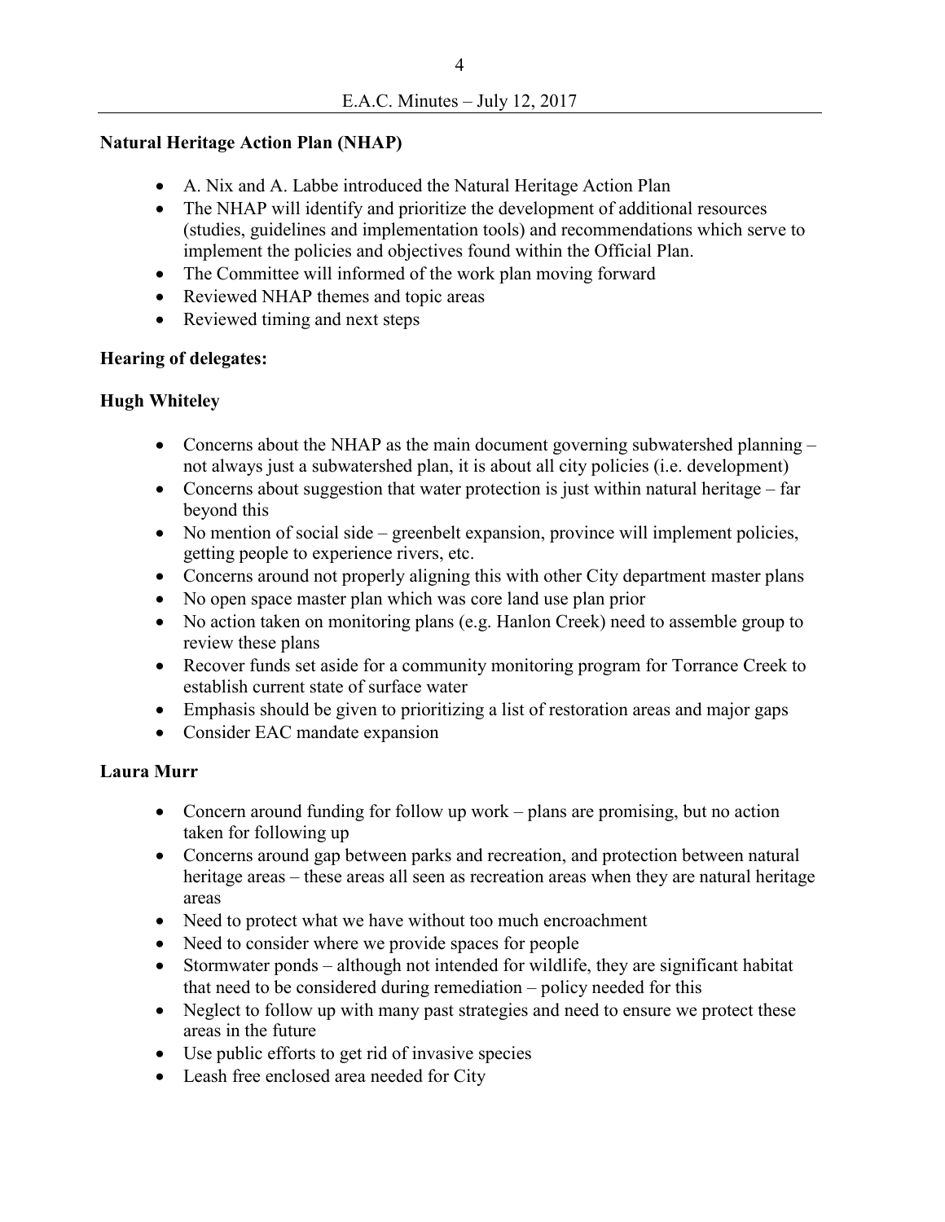**Natural Heritage Action Plan (NHAP)**

- A. Nix and A. Labbe introduced the Natural Heritage Action Plan
- The NHAP will identify and prioritize the development of additional resources (studies, guidelines and implementation tools) and recommendations which serve to implement the policies and objectives found within the Official Plan.
- The Committee will informed of the work plan moving forward
- Reviewed NHAP themes and topic areas
- Reviewed timing and next steps

**Hearing of delegates:**

**Hugh Whiteley**

- Concerns about the NHAP as the main document governing subwatershed planning – not always just a subwatershed plan, it is about all city policies (i.e. development)
- Concerns about suggestion that water protection is just within natural heritage – far beyond this
- No mention of social side – greenbelt expansion, province will implement policies, getting people to experience rivers, etc.
- Concerns around not properly aligning this with other City department master plans
- No open space master plan which was core land use plan prior
- No action taken on monitoring plans (e.g. Hanlon Creek) need to assemble group to review these plans
- Recover funds set aside for a community monitoring program for Torrance Creek to establish current state of surface water
- Emphasis should be given to prioritizing a list of restoration areas and major gaps
- Consider EAC mandate expansion

**Laura Murr**

- Concern around funding for follow up work – plans are promising, but no action taken for following up
- Concerns around gap between parks and recreation, and protection between natural heritage areas – these areas all seen as recreation areas when they are natural heritage areas
- Need to protect what we have without too much encroachment
- Need to consider where we provide spaces for people
- Stormwater ponds – although not intended for wildlife, they are significant habitat that need to be considered during remediation – policy needed for this
- Neglect to follow up with many past strategies and need to ensure we protect these areas in the future
- Use public efforts to get rid of invasive species
- Leash free enclosed area needed for City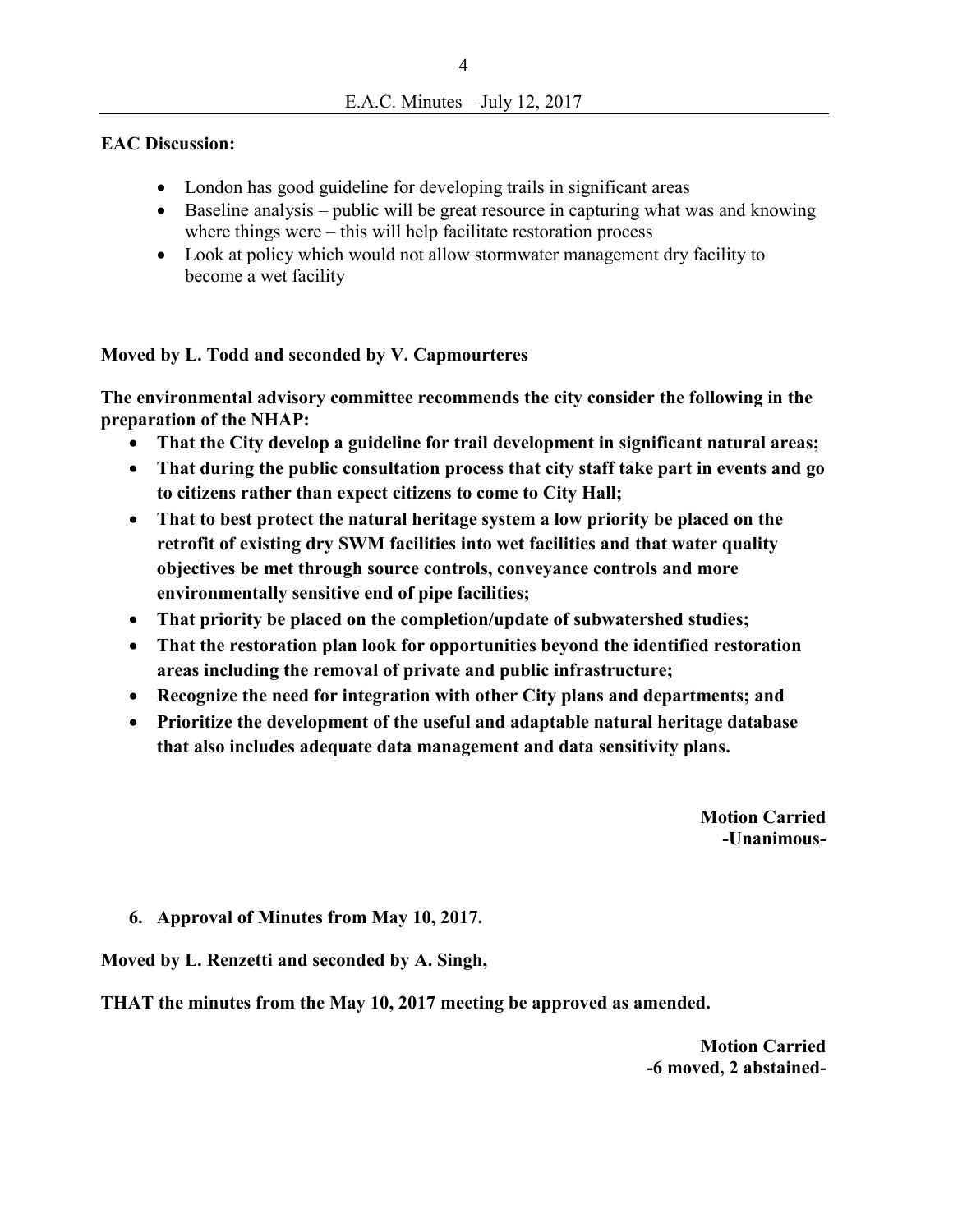**EAC Discussion:**

- London has good guideline for developing trails in significant areas
- Baseline analysis – public will be great resource in capturing what was and knowing where things were – this will help facilitate restoration process
- Look at policy which would not allow stormwater management dry facility to become a wet facility

**Moved by L. Todd and seconded by V. Capmourteres**

**The environmental advisory committee recommends the city consider the following in the preparation of the NHAP:**

- **That the City develop a guideline for trail development in significant natural areas;**
- **That during the public consultation process that city staff take part in events and go to citizens rather than expect citizens to come to City Hall;**
- **That to best protect the natural heritage system a low priority be placed on the retrofit of existing dry SWM facilities into wet facilities and that water quality objectives be met through source controls, conveyance controls and more environmentally sensitive end of pipe facilities;**
- **That priority be placed on the completion/update of subwatershed studies;**
- **That the restoration plan look for opportunities beyond the identified restoration areas including the removal of private and public infrastructure;**
- **Recognize the need for integration with other City plans and departments; and**
- **Prioritize the development of the useful and adaptable natural heritage database that also includes adequate data management and data sensitivity plans.**

**Motion Carried**
**-Unanimous-**

6. **Approval of Minutes from May 10, 2017.**

**Moved by L. Renzetti and seconded by A. Singh,**

**THAT the minutes from the May 10, 2017 meeting be approved as amended.**

**Motion Carried**
**-6 moved, 2 abstained-**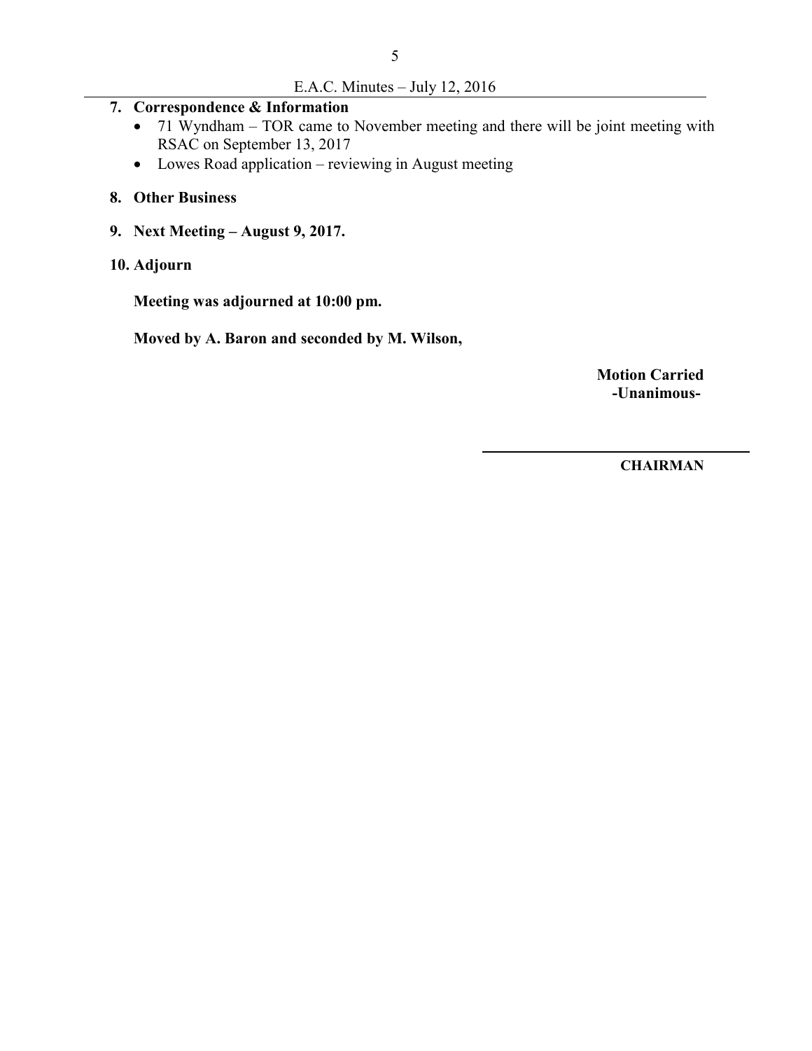**7. Correspondence & Information**

- 71 Wyndham – TOR came to November meeting and there will be joint meeting with RSAC on September 13, 2017
- Lowes Road application – reviewing in August meeting

**8. Other Business**

**9. Next Meeting – August 9, 2017.**

**10. Adjourn**

**Meeting was adjourned at 10:00 pm.**

**Moved by A. Baron and seconded by M. Wilson,**

**Motion Carried**
**-Unanimous-**

**CHAIRMAN**